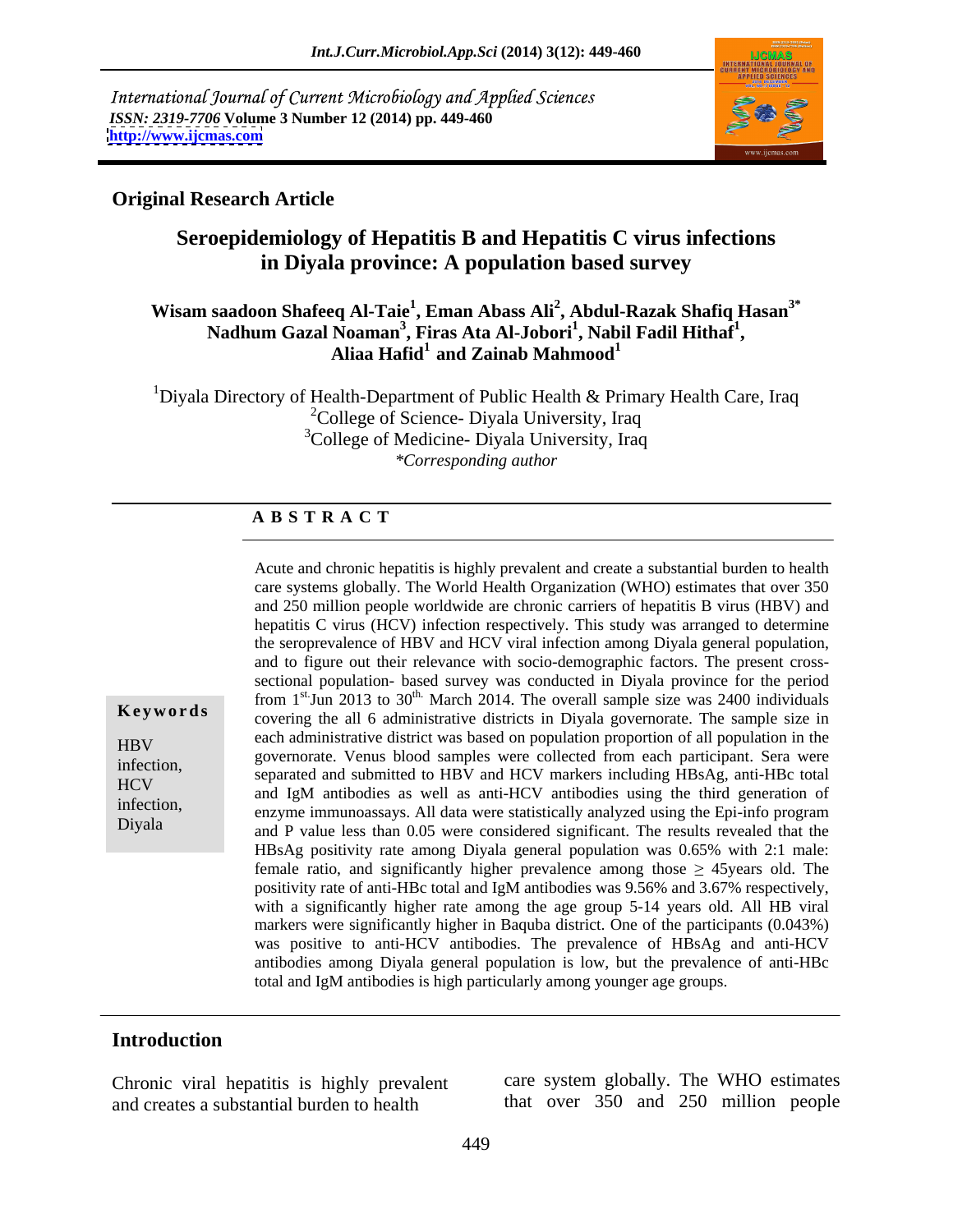International Journal of Current Microbiology and Applied Sciences
*ISSN: 2319-7706* **Volume 3 Number 12 (2014) pp. 449-460**
**http://www.ijcmas.com**

**Original Research Article**

# Seroepidemiology of Hepatitis B and Hepatitis C virus infections in Diyala province: A population based survey

**Wisam saadoon Shafeeq Al-Taie[1], Eman Abass Ali[2], Abdul-Razak Shafiq Hasan[3*] Nadhum Gazal Noaman[3], Firas Ata Al-Jobori[1], Nabil Fadil Hithaf[1], Aliaa Hafid[1] and Zainab Mahmood[1]**

[1]Diyala Directory of Health-Department of Public Health & Primary Health Care, Iraq
[2]College of Science- Diyala University, Iraq
[3]College of Medicine- Diyala University, Iraq
*\*Corresponding author*

## ABSTRACT

**Keywords**

HBV infection, HCV infection, Diyala

Acute and chronic hepatitis is highly prevalent and create a substantial burden to health care systems globally. The World Health Organization (WHO) estimates that over 350 and 250 million people worldwide are chronic carriers of hepatitis B virus (HBV) and hepatitis C virus (HCV) infection respectively. This study was arranged to determine the seroprevalence of HBV and HCV viral infection among Diyala general population, and to figure out their relevance with socio-demographic factors. The present cross-sectional population- based survey was conducted in Diyala province for the period from 1st Jun 2013 to 30th March 2014. The overall sample size was 2400 individuals covering the all 6 administrative districts in Diyala governorate. The sample size in each administrative district was based on population proportion of all population in the governorate. Venus blood samples were collected from each participant. Sera were separated and submitted to HBV and HCV markers including HBsAg, anti-HBc total and IgM antibodies as well as anti-HCV antibodies using the third generation of enzyme immunoassays. All data were statistically analyzed using the Epi-info program and P value less than 0.05 were considered significant. The results revealed that the HBsAg positivity rate among Diyala general population was 0.65% with 2:1 male: female ratio, and significantly higher prevalence among those ≥ 45years old. The positivity rate of anti-HBc total and IgM antibodies was 9.56% and 3.67% respectively, with a significantly higher rate among the age group 5-14 years old. All HB viral markers were significantly higher in Baquba district. One of the participants (0.043%) was positive to anti-HCV antibodies. The prevalence of HBsAg and anti-HCV antibodies among Diyala general population is low, but the prevalence of anti-HBc total and IgM antibodies is high particularly among younger age groups.

## Introduction

Chronic viral hepatitis is highly prevalent and creates a substantial burden to health care system globally. The WHO estimates that over 350 and 250 million people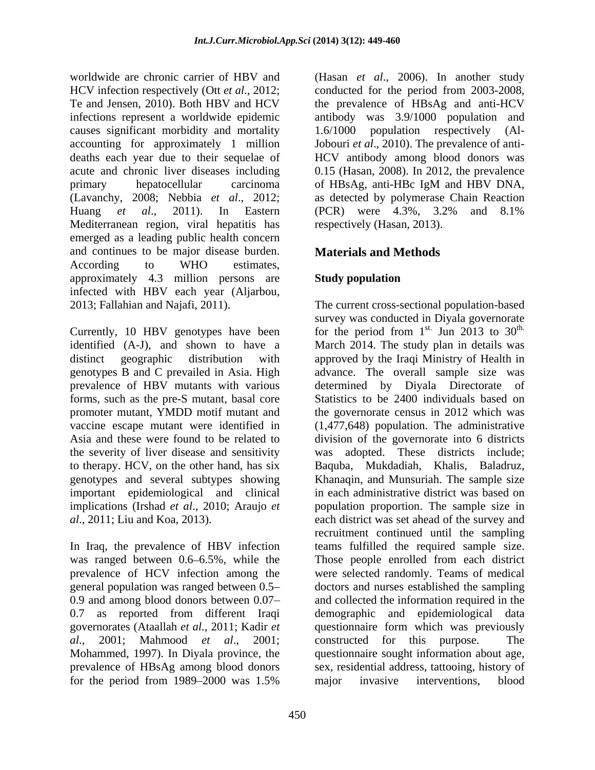worldwide are chronic carrier of HBV and HCV infection respectively (Ott *et al*., 2012; Te and Jensen, 2010). Both HBV and HCV infections represent a worldwide epidemic causes significant morbidity and mortality accounting for approximately 1 million deaths each year due to their sequelae of acute and chronic liver diseases including primary hepatocellular carcinoma (Lavanchy, 2008; Nebbia *et al*., 2012; Huang *et al*., 2011). In Eastern Mediterranean region, viral hepatitis has emerged as a leading public health concern and continues to be major disease burden. According to WHO estimates, approximately 4.3 million persons are infected with HBV each year (Aljarbou, 2013; Fallahian and Najafi, 2011).

Currently, 10 HBV genotypes have been identified (A-J), and shown to have a distinct geographic distribution with genotypes B and C prevailed in Asia. High prevalence of HBV mutants with various forms, such as the pre-S mutant, basal core promoter mutant, YMDD motif mutant and vaccine escape mutant were identified in Asia and these were found to be related to the severity of liver disease and sensitivity to therapy. HCV, on the other hand, has six genotypes and several subtypes showing important epidemiological and clinical implications (Irshad *et al*., 2010; Araujo *et al*., 2011; Liu and Koa, 2013).

In Iraq, the prevalence of HBV infection was ranged between 0.6–6.5%, while the prevalence of HCV infection among the general population was ranged between 0.5–0.9 and among blood donors between 0.07–0.7 as reported from different Iraqi governorates (Ataallah *et al*., 2011; Kadir *et al*., 2001; Mahmood *et al*., 2001; Mohammed, 1997). In Diyala province, the prevalence of HBsAg among blood donors for the period from 1989–2000 was 1.5% (Hasan *et al*., 2006). In another study conducted for the period from 2003-2008, the prevalence of HBsAg and anti-HCV antibody was 3.9/1000 population and 1.6/1000 population respectively (Al-Jobouri *et al*., 2010). The prevalence of anti-HCV antibody among blood donors was 0.15 (Hasan, 2008). In 2012, the prevalence of HBsAg, anti-HBc IgM and HBV DNA, as detected by polymerase Chain Reaction (PCR) were 4.3%, 3.2% and 8.1% respectively (Hasan, 2013).

## Materials and Methods

### Study population

The current cross-sectional population-based survey was conducted in Diyala governorate for the period from 1st. Jun 2013 to 30th. March 2014. The study plan in details was approved by the Iraqi Ministry of Health in advance. The overall sample size was determined by Diyala Directorate of Statistics to be 2400 individuals based on the governorate census in 2012 which was (1,477,648) population. The administrative division of the governorate into 6 districts was adopted. These districts include; Baquba, Mukdadiah, Khalis, Baladruz, Khanaqin, and Munsuriah. The sample size in each administrative district was based on population proportion. The sample size in each district was set ahead of the survey and recruitment continued until the sampling teams fulfilled the required sample size. Those people enrolled from each district were selected randomly. Teams of medical doctors and nurses established the sampling and collected the information required in the demographic and epidemiological data questionnaire form which was previously constructed for this purpose. The questionnaire sought information about age, sex, residential address, tattooing, history of major invasive interventions, blood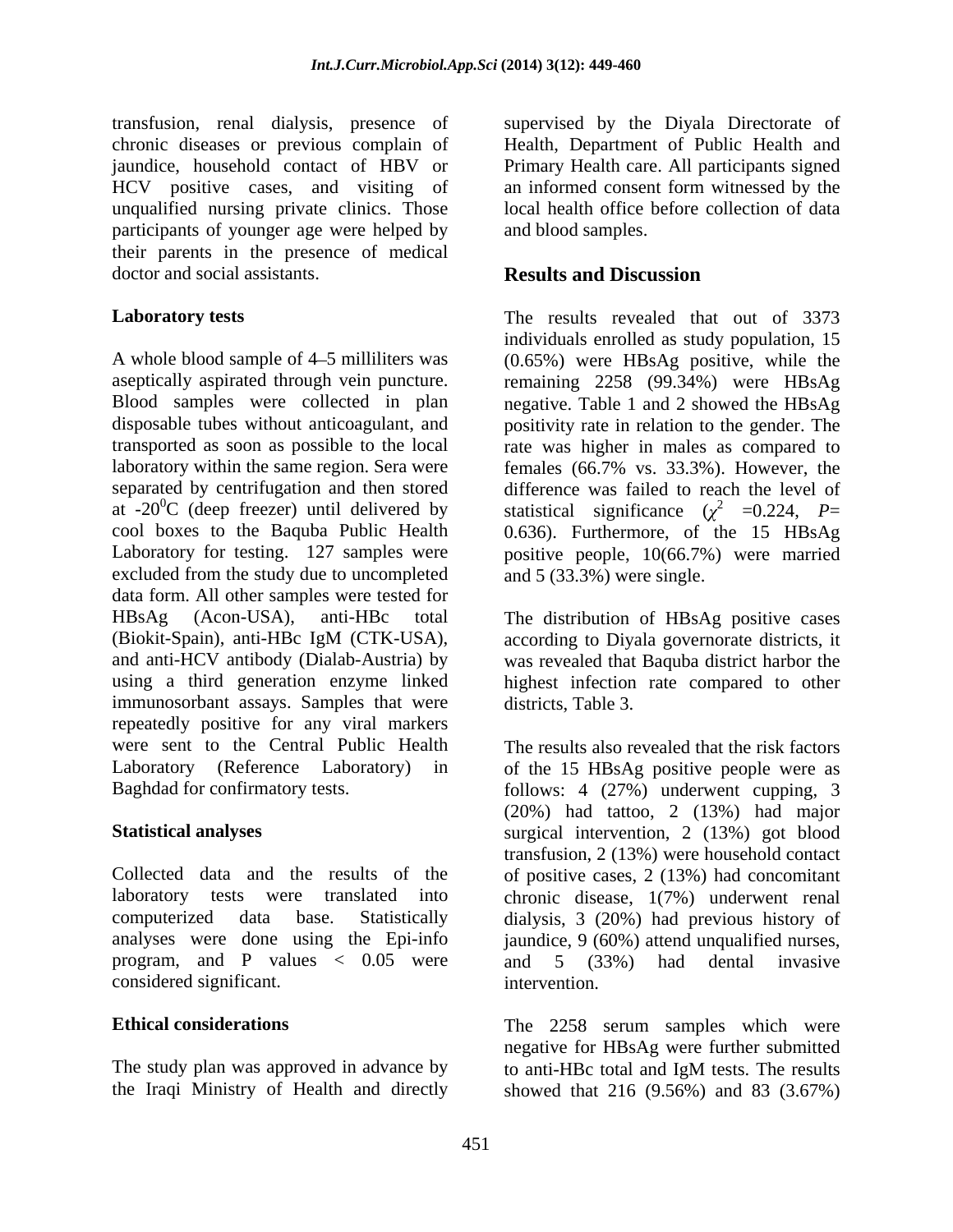transfusion, renal dialysis, presence of chronic diseases or previous complain of jaundice, household contact of HBV or HCV positive cases, and visiting of unqualified nursing private clinics. Those participants of younger age were helped by their parents in the presence of medical doctor and social assistants.

### Laboratory tests

A whole blood sample of 4–5 milliliters was aseptically aspirated through vein puncture. Blood samples were collected in plan disposable tubes without anticoagulant, and transported as soon as possible to the local laboratory within the same region. Sera were separated by centrifugation and then stored at -20$^0$C (deep freezer) until delivered by cool boxes to the Baquba Public Health Laboratory for testing. 127 samples were excluded from the study due to uncompleted data form. All other samples were tested for HBsAg (Acon-USA), anti-HBc total (Biokit-Spain), anti-HBc IgM (CTK-USA), and anti-HCV antibody (Dialab-Austria) by using a third generation enzyme linked immunosorbant assays. Samples that were repeatedly positive for any viral markers were sent to the Central Public Health Laboratory (Reference Laboratory) in Baghdad for confirmatory tests.

### Statistical analyses

Collected data and the results of the laboratory tests were translated into computerized data base. Statistically analyses were done using the Epi-info program, and P values < 0.05 were considered significant.

### Ethical considerations

The study plan was approved in advance by the Iraqi Ministry of Health and directly supervised by the Diyala Directorate of Health, Department of Public Health and Primary Health care. All participants signed an informed consent form witnessed by the local health office before collection of data and blood samples.

## Results and Discussion

The results revealed that out of 3373 individuals enrolled as study population, 15 (0.65%) were HBsAg positive, while the remaining 2258 (99.34%) were HBsAg negative. Table 1 and 2 showed the HBsAg positivity rate in relation to the gender. The rate was higher in males as compared to females (66.7% vs. 33.3%). However, the difference was failed to reach the level of statistical significance ($\chi^2$ =0.224, $P$= 0.636). Furthermore, of the 15 HBsAg positive people, 10(66.7%) were married and 5 (33.3%) were single.

The distribution of HBsAg positive cases according to Diyala governorate districts, it was revealed that Baquba district harbor the highest infection rate compared to other districts, Table 3.

The results also revealed that the risk factors of the 15 HBsAg positive people were as follows: 4 (27%) underwent cupping, 3 (20%) had tattoo, 2 (13%) had major surgical intervention, 2 (13%) got blood transfusion, 2 (13%) were household contact of positive cases, 2 (13%) had concomitant chronic disease, 1(7%) underwent renal dialysis, 3 (20%) had previous history of jaundice, 9 (60%) attend unqualified nurses, and 5 (33%) had dental invasive intervention.

The 2258 serum samples which were negative for HBsAg were further submitted to anti-HBc total and IgM tests. The results showed that 216 (9.56%) and 83 (3.67%)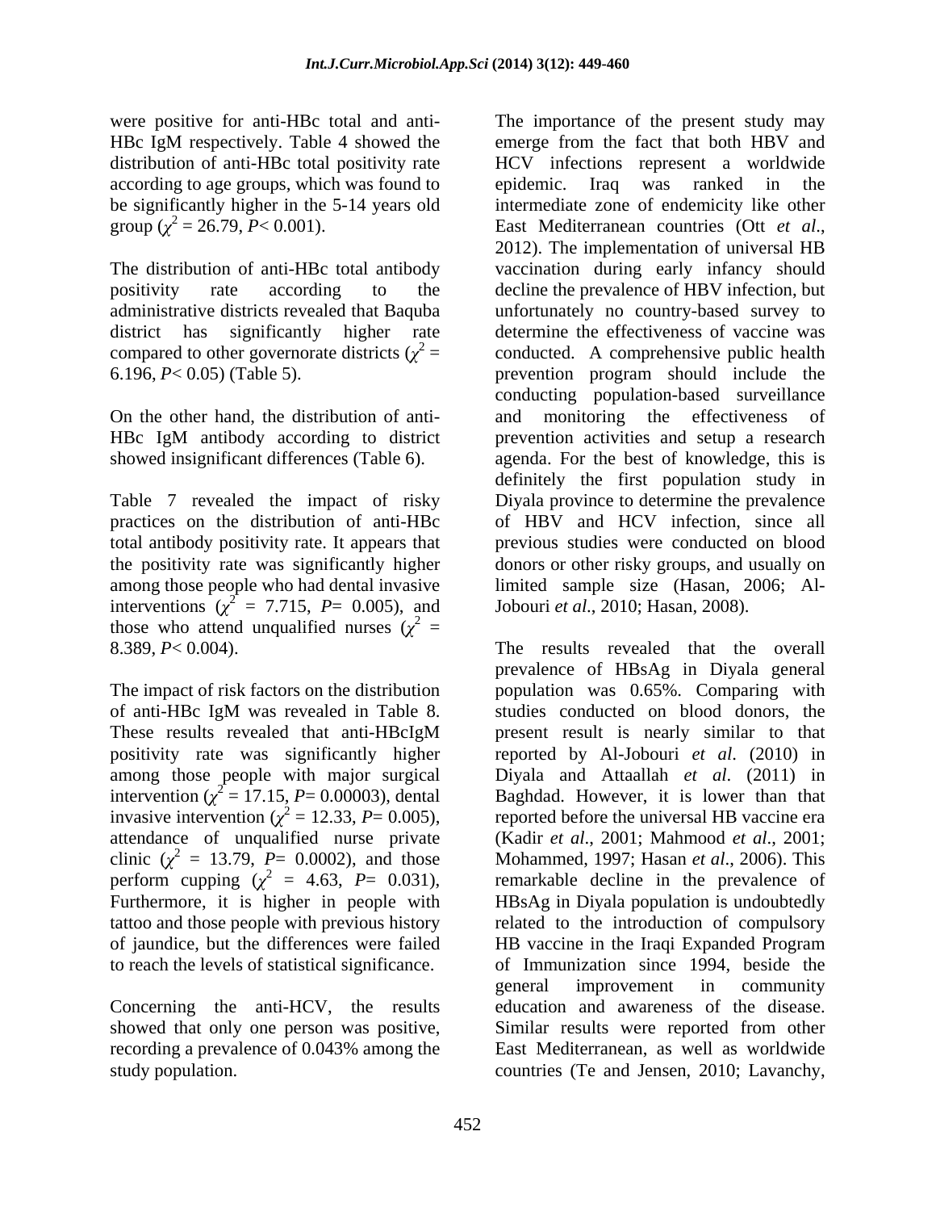were positive for anti-HBc total and anti-HBc IgM respectively. Table 4 showed the distribution of anti-HBc total positivity rate according to age groups, which was found to be significantly higher in the 5-14 years old group ($\chi^2$ = 26.79, $P$< 0.001).

The distribution of anti-HBc total antibody positivity rate according to the administrative districts revealed that Baquba district has significantly higher rate compared to other governorate districts ($\chi^2$ = 6.196, $P$< 0.05) (Table 5).

On the other hand, the distribution of anti-HBc IgM antibody according to district showed insignificant differences (Table 6).

Table 7 revealed the impact of risky practices on the distribution of anti-HBc total antibody positivity rate. It appears that the positivity rate was significantly higher among those people who had dental invasive interventions ($\chi^2$ = 7.715, $P$= 0.005), and those who attend unqualified nurses ($\chi^2$ = 8.389, $P$< 0.004).

The impact of risk factors on the distribution of anti-HBc IgM was revealed in Table 8. These results revealed that anti-HBcIgM positivity rate was significantly higher among those people with major surgical intervention ($\chi^2$ = 17.15, $P$= 0.00003), dental invasive intervention ($\chi^2$ = 12.33, $P$= 0.005), attendance of unqualified nurse private clinic ($\chi^2$ = 13.79, $P$= 0.0002), and those perform cupping ($\chi^2$ = 4.63, $P$= 0.031), Furthermore, it is higher in people with tattoo and those people with previous history of jaundice, but the differences were failed to reach the levels of statistical significance.

Concerning the anti-HCV, the results showed that only one person was positive, recording a prevalence of 0.043% among the study population.

The importance of the present study may emerge from the fact that both HBV and HCV infections represent a worldwide epidemic. Iraq was ranked in the intermediate zone of endemicity like other East Mediterranean countries (Ott *et al*., 2012). The implementation of universal HB vaccination during early infancy should decline the prevalence of HBV infection, but unfortunately no country-based survey to determine the effectiveness of vaccine was conducted. A comprehensive public health prevention program should include the conducting population-based surveillance and monitoring the effectiveness of prevention activities and setup a research agenda. For the best of knowledge, this is definitely the first population study in Diyala province to determine the prevalence of HBV and HCV infection, since all previous studies were conducted on blood donors or other risky groups, and usually on limited sample size (Hasan, 2006; Al-Jobouri *et al*., 2010; Hasan, 2008).

The results revealed that the overall prevalence of HBsAg in Diyala general population was 0.65%. Comparing with studies conducted on blood donors, the present result is nearly similar to that reported by Al-Jobouri *et al*. (2010) in Diyala and Attaallah *et al*. (2011) in Baghdad. However, it is lower than that reported before the universal HB vaccine era (Kadir *et al*., 2001; Mahmood *et al*., 2001; Mohammed, 1997; Hasan *et al*., 2006). This remarkable decline in the prevalence of HBsAg in Diyala population is undoubtedly related to the introduction of compulsory HB vaccine in the Iraqi Expanded Program of Immunization since 1994, beside the general improvement in community education and awareness of the disease. Similar results were reported from other East Mediterranean, as well as worldwide countries (Te and Jensen, 2010; Lavanchy,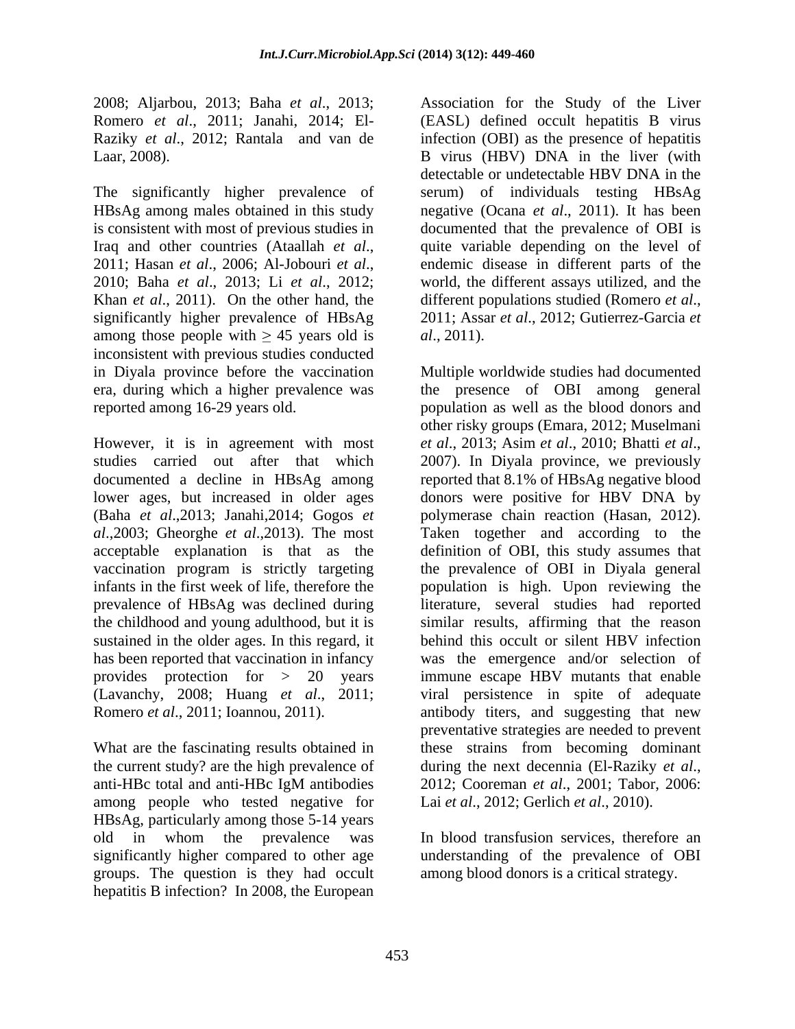2008; Aljarbou, 2013; Baha *et al*., 2013; Romero *et al*., 2011; Janahi, 2014; El-Raziky *et al*., 2012; Rantala and van de Laar, 2008).

The significantly higher prevalence of HBsAg among males obtained in this study is consistent with most of previous studies in Iraq and other countries (Ataallah *et al*., 2011; Hasan *et al*., 2006; Al-Jobouri *et al*., 2010; Baha *et al*., 2013; Li *et al*., 2012; Khan *et al*., 2011). On the other hand, the significantly higher prevalence of HBsAg among those people with $\geq$ 45 years old is inconsistent with previous studies conducted in Diyala province before the vaccination era, during which a higher prevalence was reported among 16-29 years old.

However, it is in agreement with most studies carried out after that which documented a decline in HBsAg among lower ages, but increased in older ages (Baha *et al*.,2013; Janahi,2014; Gogos *et al*.,2003; Gheorghe *et al*.,2013). The most acceptable explanation is that as the vaccination program is strictly targeting infants in the first week of life, therefore the prevalence of HBsAg was declined during the childhood and young adulthood, but it is sustained in the older ages. In this regard, it has been reported that vaccination in infancy provides protection for > 20 years (Lavanchy, 2008; Huang *et al*., 2011; Romero *et al*., 2011; Ioannou, 2011).

What are the fascinating results obtained in the current study? are the high prevalence of anti-HBc total and anti-HBc IgM antibodies among people who tested negative for HBsAg, particularly among those 5-14 years old in whom the prevalence was significantly higher compared to other age groups. The question is they had occult hepatitis B infection? In 2008, the European Association for the Study of the Liver (EASL) defined occult hepatitis B virus infection (OBI) as the presence of hepatitis B virus (HBV) DNA in the liver (with detectable or undetectable HBV DNA in the serum) of individuals testing HBsAg negative (Ocana *et al*., 2011). It has been documented that the prevalence of OBI is quite variable depending on the level of endemic disease in different parts of the world, the different assays utilized, and the different populations studied (Romero *et al*., 2011; Assar *et al*., 2012; Gutierrez-Garcia *et al*., 2011).

Multiple worldwide studies had documented the presence of OBI among general population as well as the blood donors and other risky groups (Emara, 2012; Muselmani *et al*., 2013; Asim *et al*., 2010; Bhatti *et al*., 2007). In Diyala province, we previously reported that 8.1% of HBsAg negative blood donors were positive for HBV DNA by polymerase chain reaction (Hasan, 2012). Taken together and according to the definition of OBI, this study assumes that the prevalence of OBI in Diyala general population is high. Upon reviewing the literature, several studies had reported similar results, affirming that the reason behind this occult or silent HBV infection was the emergence and/or selection of immune escape HBV mutants that enable viral persistence in spite of adequate antibody titers, and suggesting that new preventative strategies are needed to prevent these strains from becoming dominant during the next decennia (El-Raziky *et al*., 2012; Cooreman *et al*., 2001; Tabor, 2006: Lai *et al*., 2012; Gerlich *et al*., 2010).

In blood transfusion services, therefore an understanding of the prevalence of OBI among blood donors is a critical strategy.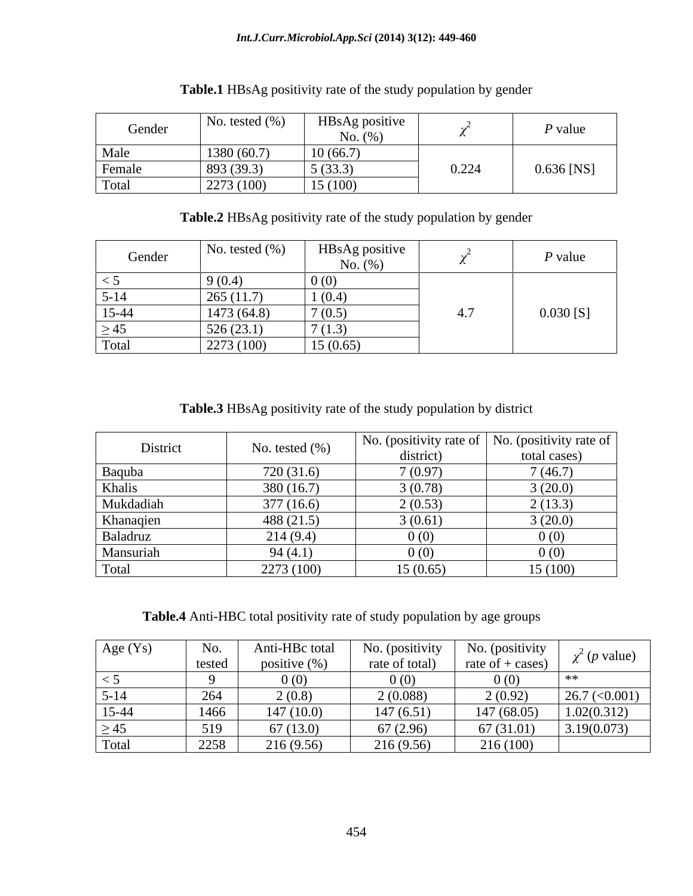**Table.1** HBsAg positivity rate of the study population by gender

| Gender | No. tested (%) | HBsAg positive No. (%) | $\chi^2$ | *P* value |
|---|---|---|---|---|
| Male | 1380 (60.7) | 10 (66.7) | 0.224 | 0.636 [NS] |
| Female | 893 (39.3) | 5 (33.3) | | |
| Total | 2273 (100) | 15 (100) | | |

**Table.2** HBsAg positivity rate of the study population by gender

| Gender | No. tested (%) | HBsAg positive No. (%) | $\chi^2$ | *P* value |
|---|---|---|---|---|
| < 5 | 9 (0.4) | 0 (0) | 4.7 | 0.030 [S] |
| 5-14 | 265 (11.7) | 1 (0.4) | | |
| 15-44 | 1473 (64.8) | 7 (0.5) | | |
| ≥ 45 | 526 (23.1) | 7 (1.3) | | |
| Total | 2273 (100) | 15 (0.65) | | |

**Table.3** HBsAg positivity rate of the study population by district

| District | No. tested (%) | No. (positivity rate of district) | No. (positivity rate of total cases) |
|---|---|---|---|
| Baquba | 720 (31.6) | 7 (0.97) | 7 (46.7) |
| Khalis | 380 (16.7) | 3 (0.78) | 3 (20.0) |
| Mukdadiah | 377 (16.6) | 2 (0.53) | 2 (13.3) |
| Khanaqien | 488 (21.5) | 3 (0.61) | 3 (20.0) |
| Baladruz | 214 (9.4) | 0 (0) | 0 (0) |
| Mansuriah | 94 (4.1) | 0 (0) | 0 (0) |
| Total | 2273 (100) | 15 (0.65) | 15 (100) |

**Table.4** Anti-HBC total positivity rate of study population by age groups

| Age (Ys) | No. tested | Anti-HBc total positive (%) | No. (positivity rate of total) | No. (positivity rate of + cases) | $\chi^2$ (*p* value) |
|---|---|---|---|---|---|
| < 5 | 9 | 0 (0) | 0 (0) | 0 (0) | ** |
| 5-14 | 264 | 2 (0.8) | 2 (0.088) | 2 (0.92) | 26.7 (<0.001) |
| 15-44 | 1466 | 147 (10.0) | 147 (6.51) | 147 (68.05) | 1.02(0.312) |
| ≥ 45 | 519 | 67 (13.0) | 67 (2.96) | 67 (31.01) | 3.19(0.073) |
| Total | 2258 | 216 (9.56) | 216 (9.56) | 216 (100) | |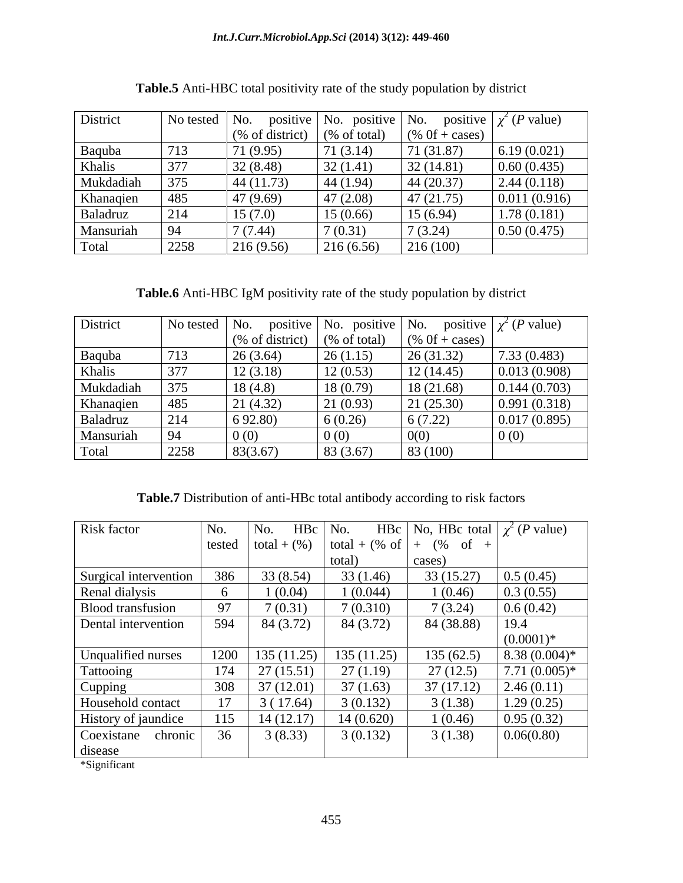**Table.5** Anti-HBC total positivity rate of the study population by district

| District | No tested | No. positive (% of district) | No. positive (% of total) | No. positive (% 0f + cases) | $\chi^2$ (*P* value) |
|---|---|---|---|---|---|
| Baquba | 713 | 71 (9.95) | 71 (3.14) | 71 (31.87) | 6.19 (0.021) |
| Khalis | 377 | 32 (8.48) | 32 (1.41) | 32 (14.81) | 0.60 (0.435) |
| Mukdadiah | 375 | 44 (11.73) | 44 (1.94) | 44 (20.37) | 2.44 (0.118) |
| Khanaqien | 485 | 47 (9.69) | 47 (2.08) | 47 (21.75) | 0.011 (0.916) |
| Baladruz | 214 | 15 (7.0) | 15 (0.66) | 15 (6.94) | 1.78 (0.181) |
| Mansuriah | 94 | 7 (7.44) | 7 (0.31) | 7 (3.24) | 0.50 (0.475) |
| Total | 2258 | 216 (9.56) | 216 (6.56) | 216 (100) | |

**Table.6** Anti-HBC IgM positivity rate of the study population by district

| District | No tested | No. positive (% of district) | No. positive (% of total) | No. positive (% 0f + cases) | $\chi^2$ (*P* value) |
|---|---|---|---|---|---|
| Baquba | 713 | 26 (3.64) | 26 (1.15) | 26 (31.32) | 7.33 (0.483) |
| Khalis | 377 | 12 (3.18) | 12 (0.53) | 12 (14.45) | 0.013 (0.908) |
| Mukdadiah | 375 | 18 (4.8) | 18 (0.79) | 18 (21.68) | 0.144 (0.703) |
| Khanaqien | 485 | 21 (4.32) | 21 (0.93) | 21 (25.30) | 0.991 (0.318) |
| Baladruz | 214 | 6 92.80) | 6 (0.26) | 6 (7.22) | 0.017 (0.895) |
| Mansuriah | 94 | 0 (0) | 0 (0) | 0(0) | 0 (0) |
| Total | 2258 | 83(3.67) | 83 (3.67) | 83 (100) | |

**Table.7** Distribution of anti-HBc total antibody according to risk factors

| Risk factor | No. tested | No. HBc total + (%) | No. HBc total + (% of total) | No, HBc total + (% of + cases) | $\chi^2$ (*P* value) |
|---|---|---|---|---|---|
| Surgical intervention | 386 | 33 (8.54) | 33 (1.46) | 33 (15.27) | 0.5 (0.45) |
| Renal dialysis | 6 | 1 (0.04) | 1 (0.044) | 1 (0.46) | 0.3 (0.55) |
| Blood transfusion | 97 | 7 (0.31) | 7 (0.310) | 7 (3.24) | 0.6 (0.42) |
| Dental intervention | 594 | 84 (3.72) | 84 (3.72) | 84 (38.88) | 19.4 (0.0001)* |
| Unqualified nurses | 1200 | 135 (11.25) | 135 (11.25) | 135 (62.5) | 8.38 (0.004)* |
| Tattooing | 174 | 27 (15.51) | 27 (1.19) | 27 (12.5) | 7.71 (0.005)* |
| Cupping | 308 | 37 (12.01) | 37 (1.63) | 37 (17.12) | 2.46 (0.11) |
| Household contact | 17 | 3 ( 17.64) | 3 (0.132) | 3 (1.38) | 1.29 (0.25) |
| History of jaundice | 115 | 14 (12.17) | 14 (0.620) | 1 (0.46) | 0.95 (0.32) |
| Coexistane chronic disease | 36 | 3 (8.33) | 3 (0.132) | 3 (1.38) | 0.06(0.80) |

*Significant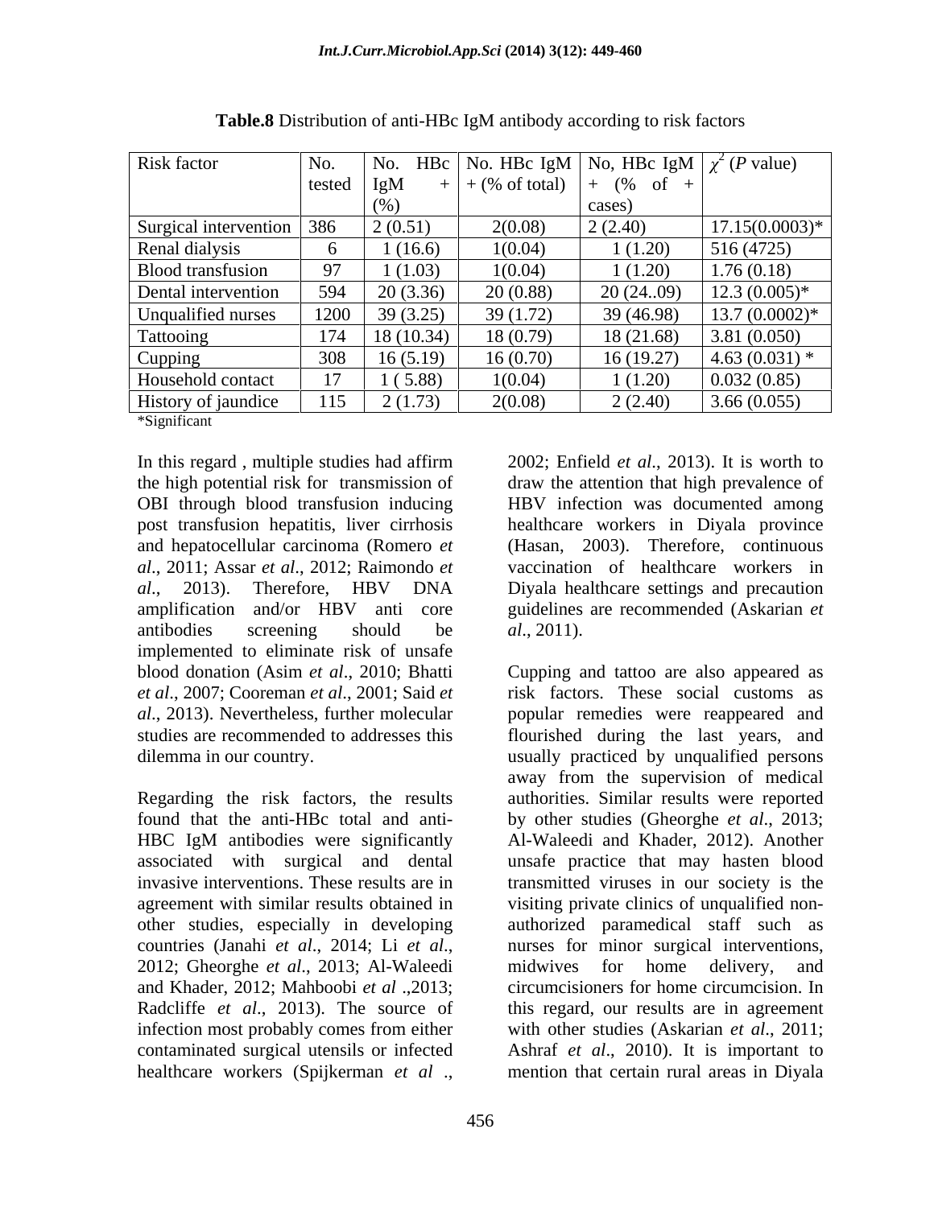**Table.8** Distribution of anti-HBc IgM antibody according to risk factors

| Risk factor | No. tested | No. HBc IgM + (%) | No. HBc IgM + (% of total) | No, HBc IgM + (% of + cases) | $\chi^2$ (*P* value) |
|---|---|---|---|---|---|
| Surgical intervention | 386 | 2 (0.51) | 2(0.08) | 2 (2.40) | 17.15(0.0003)* |
| Renal dialysis | 6 | 1 (16.6) | 1(0.04) | 1 (1.20) | 516 (4725) |
| Blood transfusion | 97 | 1 (1.03) | 1(0.04) | 1 (1.20) | 1.76 (0.18) |
| Dental intervention | 594 | 20 (3.36) | 20 (0.88) | 20 (24..09) | 12.3 (0.005)* |
| Unqualified nurses | 1200 | 39 (3.25) | 39 (1.72) | 39 (46.98) | 13.7 (0.0002)* |
| Tattooing | 174 | 18 (10.34) | 18 (0.79) | 18 (21.68) | 3.81 (0.050) |
| Cupping | 308 | 16 (5.19) | 16 (0.70) | 16 (19.27) | 4.63 (0.031) * |
| Household contact | 17 | 1 ( 5.88) | 1(0.04) | 1 (1.20) | 0.032 (0.85) |
| History of jaundice | 115 | 2 (1.73) | 2(0.08) | 2 (2.40) | 3.66 (0.055) |

*Significant

In this regard , multiple studies had affirm the high potential risk for transmission of OBI through blood transfusion inducing post transfusion hepatitis, liver cirrhosis and hepatocellular carcinoma (Romero *et al*., 2011; Assar *et al*., 2012; Raimondo *et al*., 2013). Therefore, HBV DNA amplification and/or HBV anti core antibodies screening should be implemented to eliminate risk of unsafe blood donation (Asim *et al*., 2010; Bhatti *et al*., 2007; Cooreman *et al*., 2001; Said *et al*., 2013). Nevertheless, further molecular studies are recommended to addresses this dilemma in our country.

Regarding the risk factors, the results found that the anti-HBc total and anti-HBC IgM antibodies were significantly associated with surgical and dental invasive interventions. These results are in agreement with similar results obtained in other studies, especially in developing countries (Janahi *et al*., 2014; Li *et al*., 2012; Gheorghe *et al*., 2013; Al-Waleedi and Khader, 2012; Mahboobi *et al* .,2013; Radcliffe *et al*., 2013). The source of infection most probably comes from either contaminated surgical utensils or infected healthcare workers (Spijkerman *et al* ., 2002; Enfield *et al*., 2013). It is worth to draw the attention that high prevalence of HBV infection was documented among healthcare workers in Diyala province (Hasan, 2003). Therefore, continuous vaccination of healthcare workers in Diyala healthcare settings and precaution guidelines are recommended (Askarian *et al*., 2011).

Cupping and tattoo are also appeared as risk factors. These social customs as popular remedies were reappeared and flourished during the last years, and usually practiced by unqualified persons away from the supervision of medical authorities. Similar results were reported by other studies (Gheorghe *et al*., 2013; Al-Waleedi and Khader, 2012). Another unsafe practice that may hasten blood transmitted viruses in our society is the visiting private clinics of unqualified non-authorized paramedical staff such as nurses for minor surgical interventions, midwives for home delivery, and circumcisioners for home circumcision. In this regard, our results are in agreement with other studies (Askarian *et al*., 2011; Ashraf *et al*., 2010). It is important to mention that certain rural areas in Diyala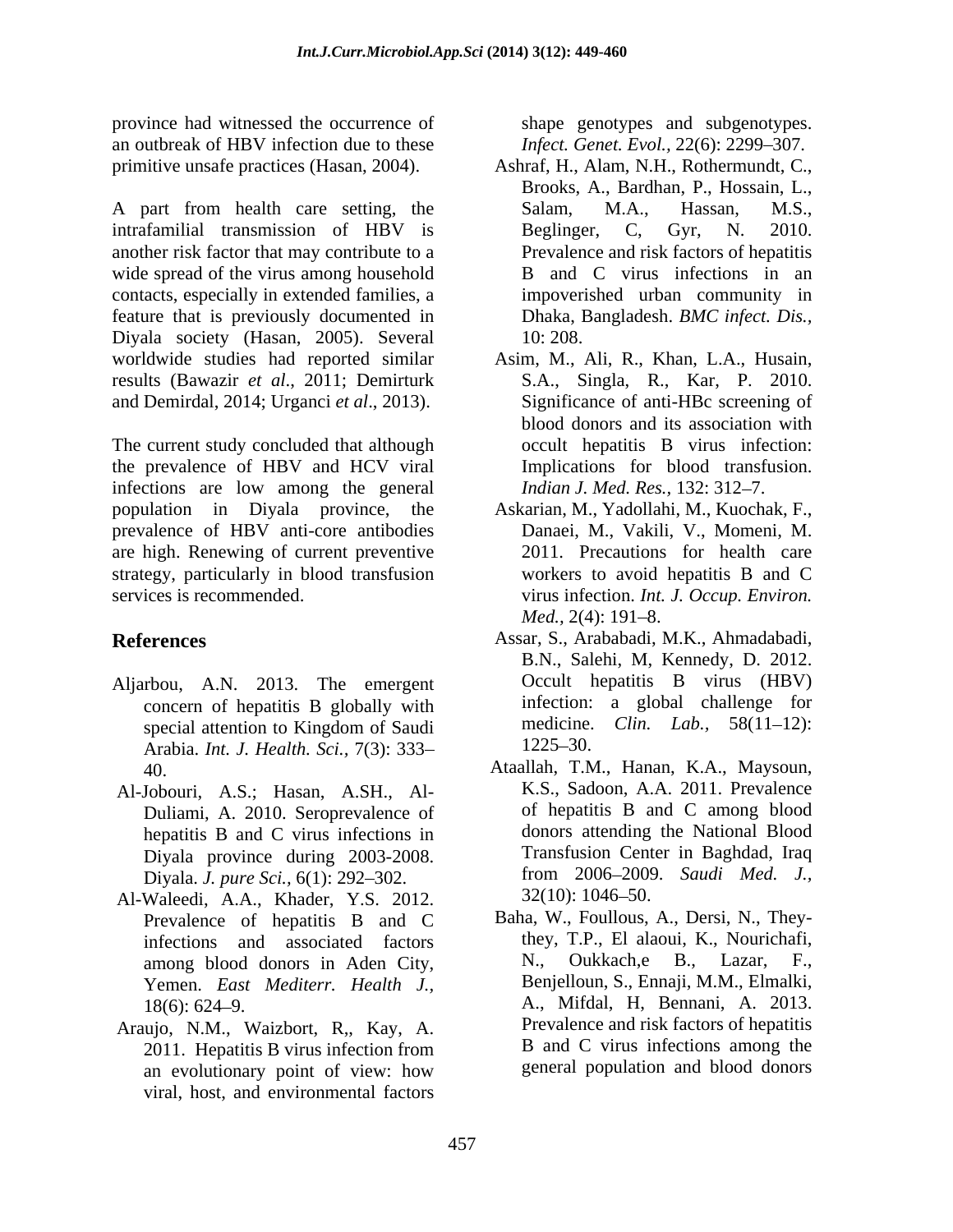province had witnessed the occurrence of an outbreak of HBV infection due to these primitive unsafe practices (Hasan, 2004).

A part from health care setting, the intrafamilial transmission of HBV is another risk factor that may contribute to a wide spread of the virus among household contacts, especially in extended families, a feature that is previously documented in Diyala society (Hasan, 2005). Several worldwide studies had reported similar results (Bawazir *et al*., 2011; Demirturk and Demirdal, 2014; Urganci *et al*., 2013).

The current study concluded that although the prevalence of HBV and HCV viral infections are low among the general population in Diyala province, the prevalence of HBV anti-core antibodies are high. Renewing of current preventive strategy, particularly in blood transfusion services is recommended.

## References

Aljarbou, A.N. 2013. The emergent concern of hepatitis B globally with special attention to Kingdom of Saudi Arabia. *Int. J. Health. Sci.,* 7(3): 333–40.

Al-Jobouri, A.S.; Hasan, A.SH., Al-Duliami, A. 2010. Seroprevalence of hepatitis B and C virus infections in Diyala province during 2003-2008. Diyala. *J. pure Sci.,* 6(1): 292–302.

Al-Waleedi, A.A., Khader, Y.S. 2012. Prevalence of hepatitis B and C infections and associated factors among blood donors in Aden City, Yemen. *East Mediterr. Health J.,* 18(6): 624–9.

Araujo, N.M., Waizbort, R,, Kay, A. 2011. Hepatitis B virus infection from an evolutionary point of view: how viral, host, and environmental factors shape genotypes and subgenotypes. *Infect. Genet. Evol.,* 22(6): 2299–307.

Ashraf, H., Alam, N.H., Rothermundt, C., Brooks, A., Bardhan, P., Hossain, L., Salam, M.A., Hassan, M.S., Beglinger, C, Gyr, N. 2010. Prevalence and risk factors of hepatitis B and C virus infections in an impoverished urban community in Dhaka, Bangladesh. *BMC infect. Dis.,* 10: 208.

Asim, M., Ali, R., Khan, L.A., Husain, S.A., Singla, R., Kar, P. 2010. Significance of anti-HBc screening of blood donors and its association with occult hepatitis B virus infection: Implications for blood transfusion. *Indian J. Med. Res.,* 132: 312–7.

Askarian, M., Yadollahi, M., Kuochak, F., Danaei, M., Vakili, V., Momeni, M. 2011. Precautions for health care workers to avoid hepatitis B and C virus infection. *Int. J. Occup. Environ. Med.,* 2(4): 191–8.

Assar, S., Arababadi, M.K., Ahmadabadi, B.N., Salehi, M, Kennedy, D. 2012. Occult hepatitis B virus (HBV) infection: a global challenge for medicine. *Clin. Lab.,* 58(11–12): 1225–30.

Ataallah, T.M., Hanan, K.A., Maysoun, K.S., Sadoon, A.A. 2011. Prevalence of hepatitis B and C among blood donors attending the National Blood Transfusion Center in Baghdad, Iraq from 2006–2009. *Saudi Med. J.,* 32(10): 1046–50.

Baha, W., Foullous, A., Dersi, N., They-they, T.P., El alaoui, K., Nourichafi, N., Oukkach,e B., Lazar, F., Benjelloun, S., Ennaji, M.M., Elmalki, A., Mifdal, H, Bennani, A. 2013. Prevalence and risk factors of hepatitis B and C virus infections among the general population and blood donors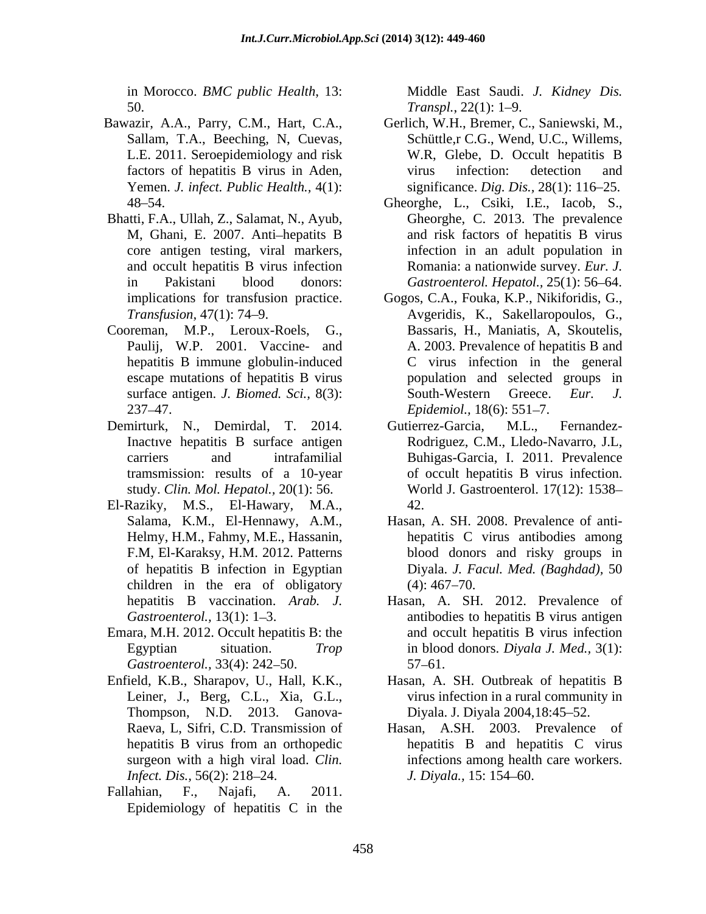in Morocco. *BMC public Health*, 13: 50.

Bawazir, A.A., Parry, C.M., Hart, C.A., Sallam, T.A., Beeching, N, Cuevas, L.E. 2011. Seroepidemiology and risk factors of hepatitis B virus in Aden, Yemen. *J. infect. Public Health.,* 4(1): 48–54.

Bhatti, F.A., Ullah, Z., Salamat, N., Ayub, M, Ghani, E. 2007. Anti–hepatits B core antigen testing, viral markers, and occult hepatitis B virus infection in Pakistani blood donors: implications for transfusion practice. *Transfusion,* 47(1): 74–9.

Cooreman, M.P., Leroux-Roels, G., Paulij, W.P. 2001. Vaccine- and hepatitis B immune globulin-induced escape mutations of hepatitis B virus surface antigen. *J. Biomed. Sci.,* 8(3): 237–47.

Demirturk, N., Demirdal, T. 2014. Inactıve hepatitis B surface antigen carriers and intrafamilial tramsmission: results of a 10-year study. *Clin. Mol. Hepatol.,* 20(1): 56.

El-Raziky, M.S., El-Hawary, M.A., Salama, K.M., El-Hennawy, A.M., Helmy, H.M., Fahmy, M.E., Hassanin, F.M, El-Karaksy, H.M. 2012. Patterns of hepatitis B infection in Egyptian children in the era of obligatory hepatitis B vaccination. *Arab. J. Gastroenterol.,* 13(1): 1–3.

Emara, M.H. 2012. Occult hepatitis B: the Egyptian situation. *Trop Gastroenterol.,* 33(4): 242–50.

Enfield, K.B., Sharapov, U., Hall, K.K., Leiner, J., Berg, C.L., Xia, G.L., Thompson, N.D. 2013. Ganova-Raeva, L, Sifri, C.D. Transmission of hepatitis B virus from an orthopedic surgeon with a high viral load. *Clin. Infect. Dis.,* 56(2): 218–24.

Fallahian, F., Najafi, A. 2011. Epidemiology of hepatitis C in the Middle East Saudi. *J. Kidney Dis. Transpl.,* 22(1): 1–9.

Gerlich, W.H., Bremer, C., Saniewski, M., Schüttle,r C.G., Wend, U.C., Willems, W.R, Glebe, D. Occult hepatitis B virus infection: detection and significance. *Dig. Dis.,* 28(1): 116–25.

Gheorghe, L., Csiki, I.E., Iacob, S., Gheorghe, C. 2013. The prevalence and risk factors of hepatitis B virus infection in an adult population in Romania: a nationwide survey. *Eur. J. Gastroenterol. Hepatol.,* 25(1): 56–64.

Gogos, C.A., Fouka, K.P., Nikiforidis, G., Avgeridis, K., Sakellaropoulos, G., Bassaris, H., Maniatis, A, Skoutelis, A. 2003. Prevalence of hepatitis B and C virus infection in the general population and selected groups in South-Western Greece. *Eur. J. Epidemiol.,* 18(6): 551–7.

Gutierrez-Garcia, M.L., Fernandez-Rodriguez, C.M., Lledo-Navarro, J.L, Buhigas-Garcia, I. 2011. Prevalence of occult hepatitis B virus infection. World J. Gastroenterol. 17(12): 1538–42.

Hasan, A. SH. 2008. Prevalence of anti-hepatitis C virus antibodies among blood donors and risky groups in Diyala. *J. Facul. Med. (Baghdad)*, 50 (4): 467–70.

Hasan, A. SH. 2012. Prevalence of antibodies to hepatitis B virus antigen and occult hepatitis B virus infection in blood donors. *Diyala J. Med.,* 3(1): 57–61.

Hasan, A. SH. Outbreak of hepatitis B virus infection in a rural community in Diyala. J. Diyala 2004,18:45–52.

Hasan, A.SH. 2003. Prevalence of hepatitis B and hepatitis C virus infections among health care workers. *J. Diyala.,* 15: 154–60.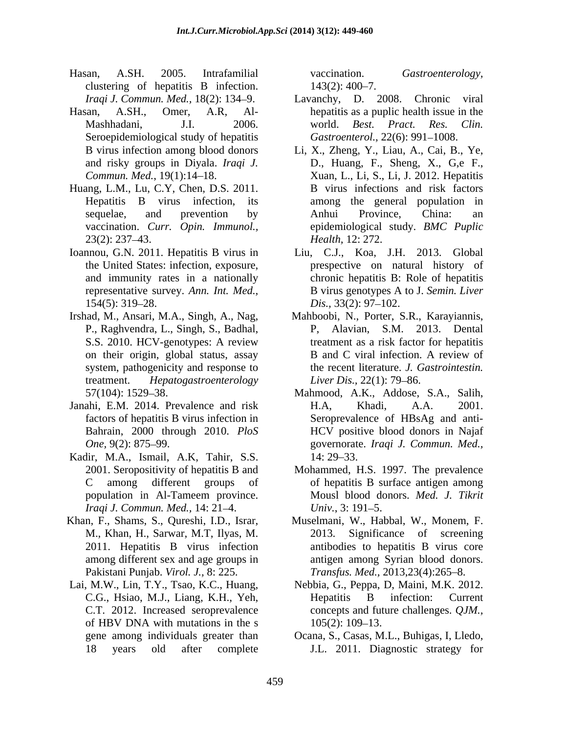Hasan, A.SH. 2005. Intrafamilial clustering of hepatitis B infection. *Iraqi J. Commun. Med.*, 18(2): 134–9.

Hasan, A.SH., Omer, A.R, Al-Mashhadani, J.I. 2006. Seroepidemiological study of hepatitis B virus infection among blood donors and risky groups in Diyala. *Iraqi J. Commun. Med.*, 19(1):14–18.

Huang, L.M., Lu, C.Y, Chen, D.S. 2011. Hepatitis B virus infection, its sequelae, and prevention by vaccination. *Curr. Opin. Immunol.*, 23(2): 237–43.

Ioannou, G.N. 2011. Hepatitis B virus in the United States: infection, exposure, and immunity rates in a nationally representative survey. *Ann. Int. Med.*, 154(5): 319–28.

Irshad, M., Ansari, M.A., Singh, A., Nag, P., Raghvendra, L., Singh, S., Badhal, S.S. 2010. HCV-genotypes: A review on their origin, global status, assay system, pathogenicity and response to treatment. *Hepatogastroenterology* 57(104): 1529–38.

Janahi, E.M. 2014. Prevalence and risk factors of hepatitis B virus infection in Bahrain, 2000 through 2010. *PloS One*, 9(2): 875–99.

Kadir, M.A., Ismail, A.K, Tahir, S.S. 2001. Seropositivity of hepatitis B and C among different groups of population in Al-Tameem province. *Iraqi J. Commun. Med.*, 14: 21–4.

Khan, F., Shams, S., Qureshi, I.D., Israr, M., Khan, H., Sarwar, M.T, Ilyas, M. 2011. Hepatitis B virus infection among different sex and age groups in Pakistani Punjab. *Virol. J.*, 8: 225.

Lai, M.W., Lin, T.Y., Tsao, K.C., Huang, C.G., Hsiao, M.J., Liang, K.H., Yeh, C.T. 2012. Increased seroprevalence of HBV DNA with mutations in the s gene among individuals greater than 18 years old after complete vaccination. *Gastroenterology*, 143(2): 400–7.

Lavanchy, D. 2008. Chronic viral hepatitis as a puplic health issue in the world. *Best. Pract. Res. Clin. Gastroenterol.*, 22(6): 991–1008.

Li, X., Zheng, Y., Liau, A., Cai, B., Ye, D., Huang, F., Sheng, X., G,e F., Xuan, L., Li, S., Li, J. 2012. Hepatitis B virus infections and risk factors among the general population in Anhui Province, China: an epidemiological study. *BMC Puplic Health*, 12: 272.

Liu, C.J., Koa, J.H. 2013. Global prespective on natural history of chronic hepatitis B: Role of hepatitis B virus genotypes A to J. *Semin. Liver Dis.*, 33(2): 97–102.

Mahboobi, N., Porter, S.R., Karayiannis, P, Alavian, S.M. 2013. Dental treatment as a risk factor for hepatitis B and C viral infection. A review of the recent literature. *J. Gastrointestin. Liver Dis.*, 22(1): 79–86.

Mahmood, A.K., Addose, S.A., Salih, H.A, Khadi, A.A. 2001. Seroprevalence of HBsAg and anti-HCV positive blood donors in Najaf governorate. *Iraqi J. Commun. Med.*, 14: 29–33.

Mohammed, H.S. 1997. The prevalence of hepatitis B surface antigen among Mousl blood donors. *Med. J. Tikrit Univ.*, 3: 191–5.

Muselmani, W., Habbal, W., Monem, F. 2013. Significance of screening antibodies to hepatitis B virus core antigen among Syrian blood donors. *Transfus. Med.*, 2013,23(4):265–8.

Nebbia, G., Peppa, D, Maini, M.K. 2012. Hepatitis B infection: Current concepts and future challenges. *QJM.*, 105(2): 109–13.

Ocana, S., Casas, M.L., Buhigas, I, Lledo, J.L. 2011. Diagnostic strategy for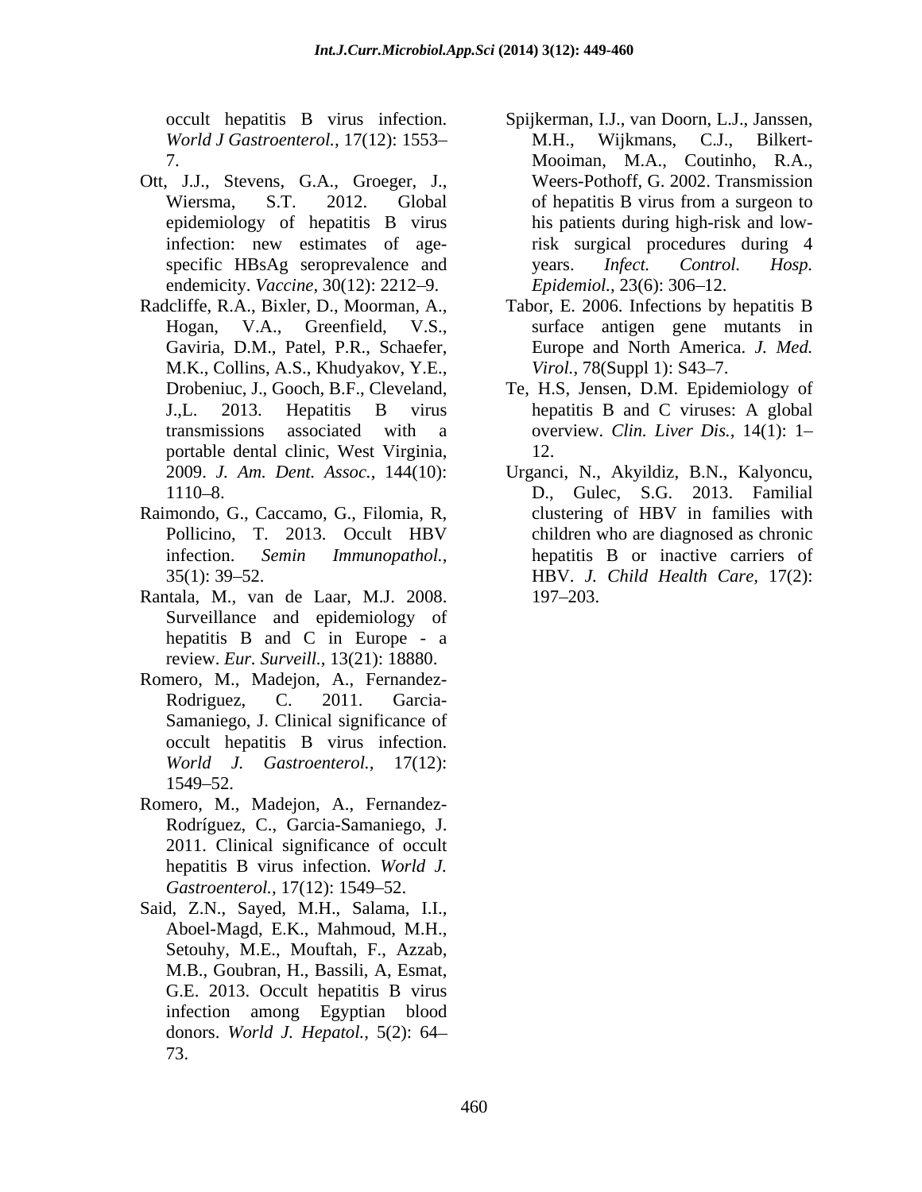occult hepatitis B virus infection. *World J Gastroenterol.,* 17(12): 1553–7.

Ott, J.J., Stevens, G.A., Groeger, J., Wiersma, S.T. 2012. Global epidemiology of hepatitis B virus infection: new estimates of age-specific HBsAg seroprevalence and endemicity. *Vaccine,* 30(12): 2212–9.

Radcliffe, R.A., Bixler, D., Moorman, A., Hogan, V.A., Greenfield, V.S., Gaviria, D.M., Patel, P.R., Schaefer, M.K., Collins, A.S., Khudyakov, Y.E., Drobeniuc, J., Gooch, B.F., Cleveland, J.,L. 2013. Hepatitis B virus transmissions associated with a portable dental clinic, West Virginia, 2009. *J. Am. Dent. Assoc.,* 144(10): 1110–8.

Raimondo, G., Caccamo, G., Filomia, R, Pollicino, T. 2013. Occult HBV infection. *Semin Immunopathol.,* 35(1): 39–52.

Rantala, M., van de Laar, M.J. 2008. Surveillance and epidemiology of hepatitis B and C in Europe - a review. *Eur. Surveill.,* 13(21): 18880.

Romero, M., Madejon, A., Fernandez-Rodriguez, C. 2011. Garcia-Samaniego, J. Clinical significance of occult hepatitis B virus infection. *World J. Gastroenterol.,* 17(12): 1549–52.

Romero, M., Madejon, A., Fernandez-Rodríguez, C., Garcia-Samaniego, J. 2011. Clinical significance of occult hepatitis B virus infection. *World J. Gastroenterol.,* 17(12): 1549–52.

Said, Z.N., Sayed, M.H., Salama, I.I., Aboel-Magd, E.K., Mahmoud, M.H., Setouhy, M.E., Mouftah, F., Azzab, M.B., Goubran, H., Bassili, A, Esmat, G.E. 2013. Occult hepatitis B virus infection among Egyptian blood donors. *World J. Hepatol.,* 5(2): 64–73.

Spijkerman, I.J., van Doorn, L.J., Janssen, M.H., Wijkmans, C.J., Bilkert-Mooiman, M.A., Coutinho, R.A., Weers-Pothoff, G. 2002. Transmission of hepatitis B virus from a surgeon to his patients during high-risk and low-risk surgical procedures during 4 years. *Infect. Control. Hosp. Epidemiol.,* 23(6): 306–12.

Tabor, E. 2006. Infections by hepatitis B surface antigen gene mutants in Europe and North America. *J. Med. Virol.,* 78(Suppl 1): S43–7.

Te, H.S, Jensen, D.M. Epidemiology of hepatitis B and C viruses: A global overview. *Clin. Liver Dis.,* 14(1): 1–12.

Urganci, N., Akyildiz, B.N., Kalyoncu, D., Gulec, S.G. 2013. Familial clustering of HBV in families with children who are diagnosed as chronic hepatitis B or inactive carriers of HBV. *J. Child Health Care,* 17(2): 197–203.